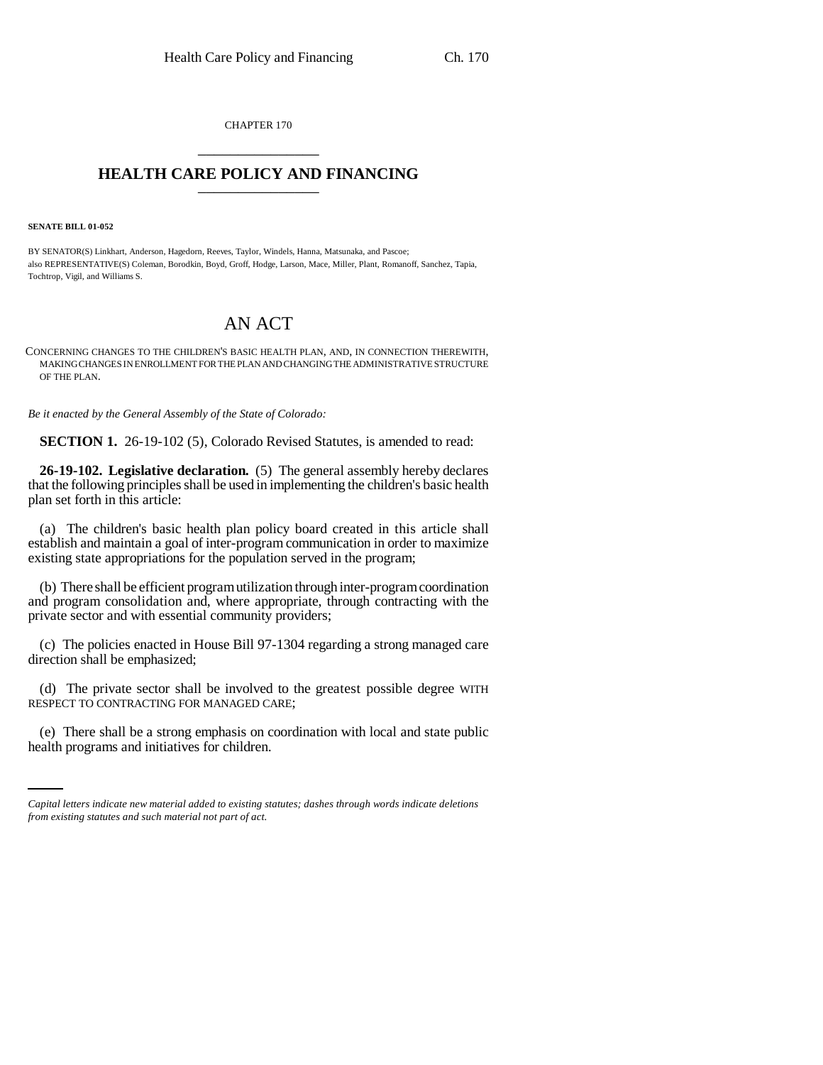CHAPTER 170

# HEALTH CARE POLICY AND FINANCING

**SENATE BILL 01-052**

BY SENATOR(S) Linkhart, Anderson, Hagedorn, Reeves, Taylor, Windels, Hanna, Matsunaka, and Pascoe;
also REPRESENTATIVE(S) Coleman, Borodkin, Boyd, Groff, Hodge, Larson, Mace, Miller, Plant, Romanoff, Sanchez, Tapia, Tochtrop, Vigil, and Williams S.

# AN ACT

CONCERNING CHANGES TO THE CHILDREN'S BASIC HEALTH PLAN, AND, IN CONNECTION THEREWITH, MAKING CHANGES IN ENROLLMENT FOR THE PLAN AND CHANGING THE ADMINISTRATIVE STRUCTURE OF THE PLAN.

*Be it enacted by the General Assembly of the State of Colorado:*

**SECTION 1.** 26-19-102 (5), Colorado Revised Statutes, is amended to read:

**26-19-102. Legislative declaration.** (5) The general assembly hereby declares that the following principles shall be used in implementing the children's basic health plan set forth in this article:

(a) The children's basic health plan policy board created in this article shall establish and maintain a goal of inter-program communication in order to maximize existing state appropriations for the population served in the program;

(b) There shall be efficient program utilization through inter-program coordination and program consolidation and, where appropriate, through contracting with the private sector and with essential community providers;

(c) The policies enacted in House Bill 97-1304 regarding a strong managed care direction shall be emphasized;

(d) The private sector shall be involved to the greatest possible degree WITH RESPECT TO CONTRACTING FOR MANAGED CARE;

(e) There shall be a strong emphasis on coordination with local and state public health programs and initiatives for children.

*Capital letters indicate new material added to existing statutes; dashes through words indicate deletions from existing statutes and such material not part of act.*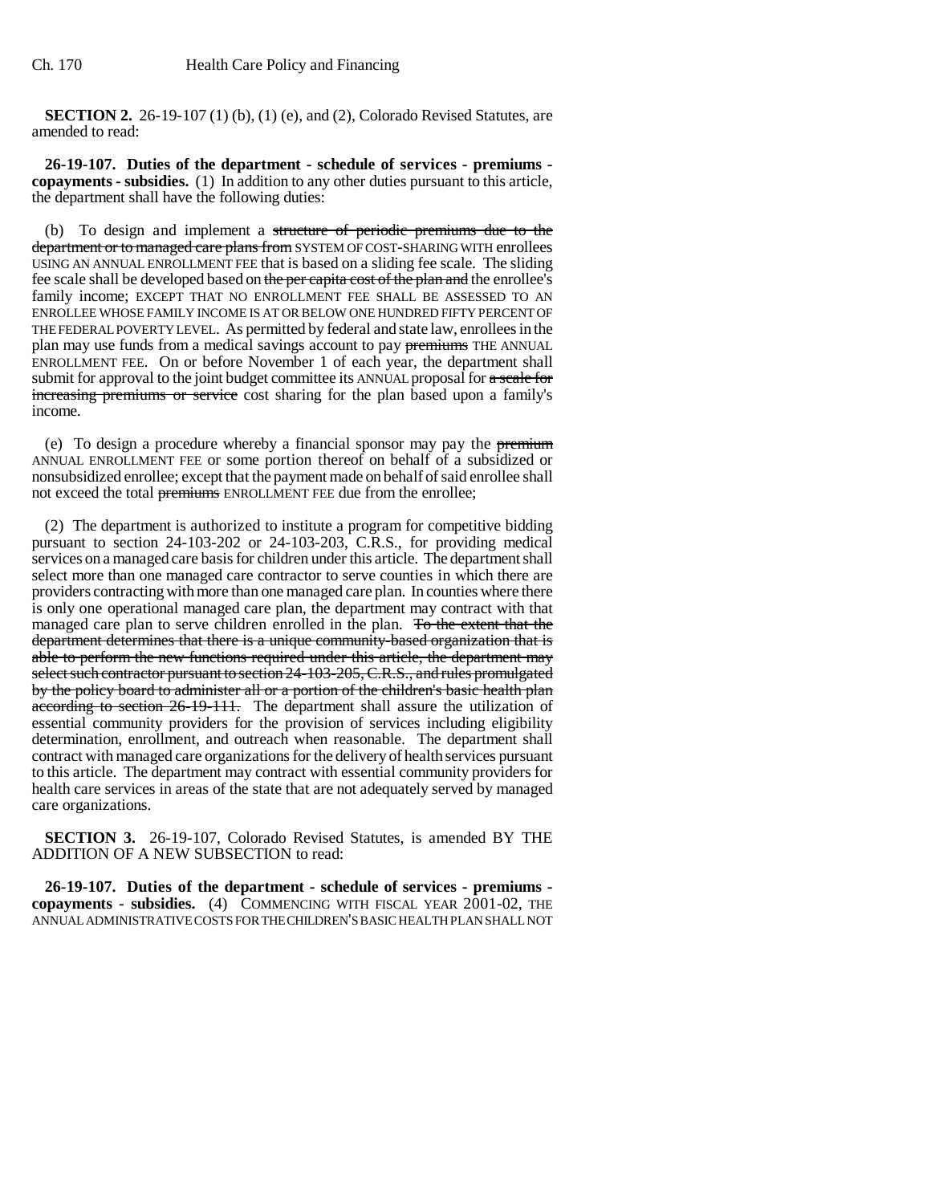**SECTION 2.** 26-19-107 (1) (b), (1) (e), and (2), Colorado Revised Statutes, are amended to read:

**26-19-107. Duties of the department - schedule of services - premiums - copayments - subsidies.** (1) In addition to any other duties pursuant to this article, the department shall have the following duties:

(b) To design and implement a ~~structure of periodic premiums due to the department or to managed care plans from~~ SYSTEM OF COST-SHARING WITH enrollees USING AN ANNUAL ENROLLMENT FEE that is based on a sliding fee scale. The sliding fee scale shall be developed based on ~~the per capita cost of the plan and~~ the enrollee's family income; EXCEPT THAT NO ENROLLMENT FEE SHALL BE ASSESSED TO AN ENROLLEE WHOSE FAMILY INCOME IS AT OR BELOW ONE HUNDRED FIFTY PERCENT OF THE FEDERAL POVERTY LEVEL. As permitted by federal and state law, enrollees in the plan may use funds from a medical savings account to pay ~~premiums~~ THE ANNUAL ENROLLMENT FEE. On or before November 1 of each year, the department shall submit for approval to the joint budget committee its ANNUAL proposal for ~~a scale for increasing premiums or service~~ cost sharing for the plan based upon a family's income.

(e) To design a procedure whereby a financial sponsor may pay the ~~premium~~ ANNUAL ENROLLMENT FEE or some portion thereof on behalf of a subsidized or nonsubsidized enrollee; except that the payment made on behalf of said enrollee shall not exceed the total ~~premiums~~ ENROLLMENT FEE due from the enrollee;

(2) The department is authorized to institute a program for competitive bidding pursuant to section 24-103-202 or 24-103-203, C.R.S., for providing medical services on a managed care basis for children under this article. The department shall select more than one managed care contractor to serve counties in which there are providers contracting with more than one managed care plan. In counties where there is only one operational managed care plan, the department may contract with that managed care plan to serve children enrolled in the plan. ~~To the extent that the department determines that there is a unique community-based organization that is able to perform the new functions required under this article, the department may select such contractor pursuant to section 24-103-205, C.R.S., and rules promulgated by the policy board to administer all or a portion of the children's basic health plan according to section 26-19-111.~~ The department shall assure the utilization of essential community providers for the provision of services including eligibility determination, enrollment, and outreach when reasonable. The department shall contract with managed care organizations for the delivery of health services pursuant to this article. The department may contract with essential community providers for health care services in areas of the state that are not adequately served by managed care organizations.

**SECTION 3.** 26-19-107, Colorado Revised Statutes, is amended BY THE ADDITION OF A NEW SUBSECTION to read:

**26-19-107. Duties of the department - schedule of services - premiums - copayments - subsidies.** (4) COMMENCING WITH FISCAL YEAR 2001-02, THE ANNUAL ADMINISTRATIVE COSTS FOR THE CHILDREN'S BASIC HEALTH PLAN SHALL NOT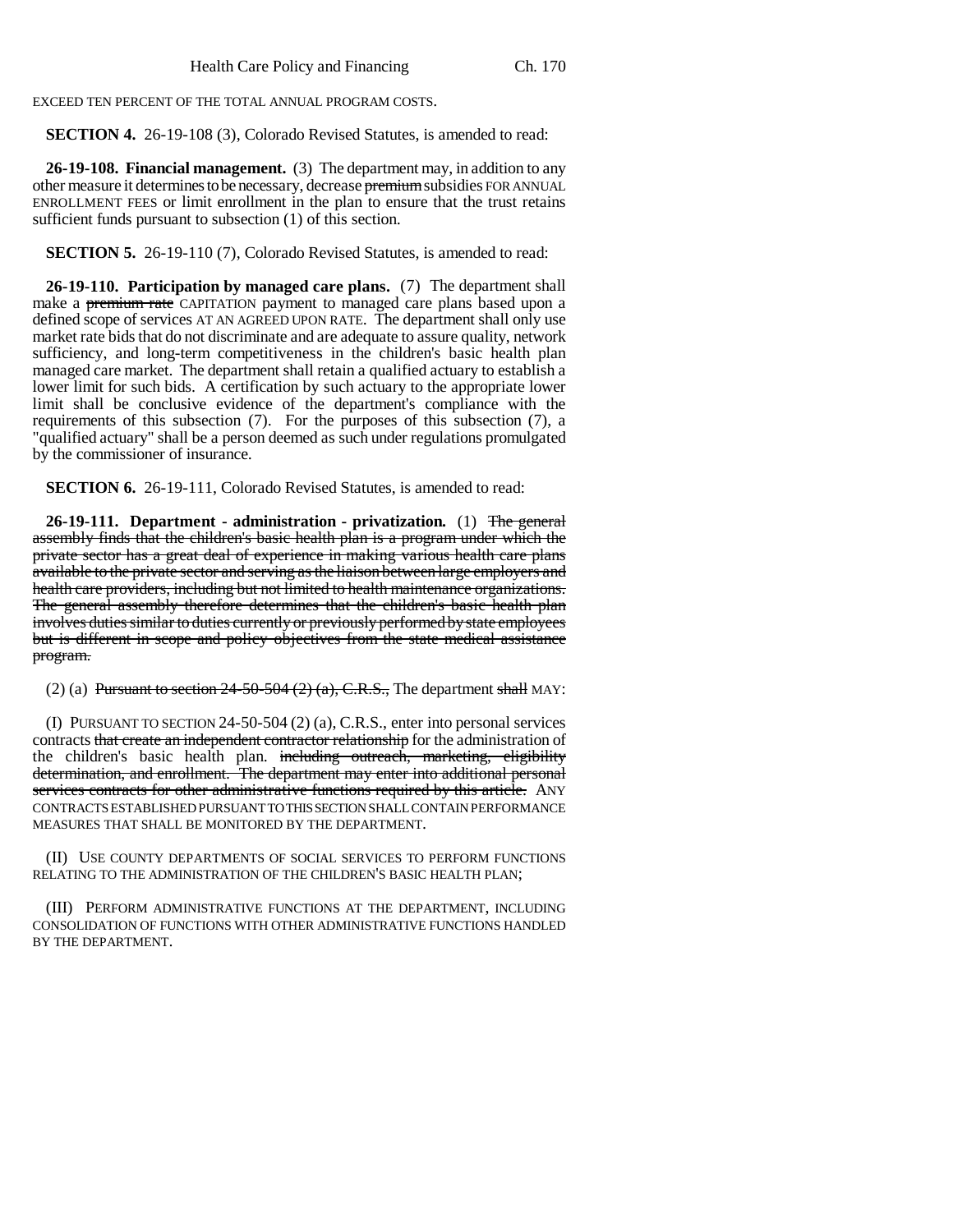EXCEED TEN PERCENT OF THE TOTAL ANNUAL PROGRAM COSTS.

**SECTION 4.** 26-19-108 (3), Colorado Revised Statutes, is amended to read:

**26-19-108. Financial management.** (3) The department may, in addition to any other measure it determines to be necessary, decrease ~~premium~~ subsidies FOR ANNUAL ENROLLMENT FEES or limit enrollment in the plan to ensure that the trust retains sufficient funds pursuant to subsection (1) of this section.

**SECTION 5.** 26-19-110 (7), Colorado Revised Statutes, is amended to read:

**26-19-110. Participation by managed care plans.** (7) The department shall make a ~~premium rate~~ CAPITATION payment to managed care plans based upon a defined scope of services AT AN AGREED UPON RATE. The department shall only use market rate bids that do not discriminate and are adequate to assure quality, network sufficiency, and long-term competitiveness in the children's basic health plan managed care market. The department shall retain a qualified actuary to establish a lower limit for such bids. A certification by such actuary to the appropriate lower limit shall be conclusive evidence of the department's compliance with the requirements of this subsection (7). For the purposes of this subsection (7), a "qualified actuary" shall be a person deemed as such under regulations promulgated by the commissioner of insurance.

**SECTION 6.** 26-19-111, Colorado Revised Statutes, is amended to read:

**26-19-111. Department - administration - privatization.** (1) ~~The general assembly finds that the children's basic health plan is a program under which the private sector has a great deal of experience in making various health care plans available to the private sector and serving as the liaison between large employers and health care providers, including but not limited to health maintenance organizations. The general assembly therefore determines that the children's basic health plan involves duties similar to duties currently or previously performed by state employees but is different in scope and policy objectives from the state medical assistance program.~~

(2) (a) ~~Pursuant to section 24-50-504 (2) (a), C.R.S.,~~ The department ~~shall~~ MAY:

(I) PURSUANT TO SECTION 24-50-504 (2) (a), C.R.S., enter into personal services contracts ~~that create an independent contractor relationship~~ for the administration of the children's basic health plan. ~~including outreach, marketing, eligibility determination, and enrollment. The department may enter into additional personal services contracts for other administrative functions required by this article.~~ ANY CONTRACTS ESTABLISHED PURSUANT TO THIS SECTION SHALL CONTAIN PERFORMANCE MEASURES THAT SHALL BE MONITORED BY THE DEPARTMENT.

(II) USE COUNTY DEPARTMENTS OF SOCIAL SERVICES TO PERFORM FUNCTIONS RELATING TO THE ADMINISTRATION OF THE CHILDREN'S BASIC HEALTH PLAN;

(III) PERFORM ADMINISTRATIVE FUNCTIONS AT THE DEPARTMENT, INCLUDING CONSOLIDATION OF FUNCTIONS WITH OTHER ADMINISTRATIVE FUNCTIONS HANDLED BY THE DEPARTMENT.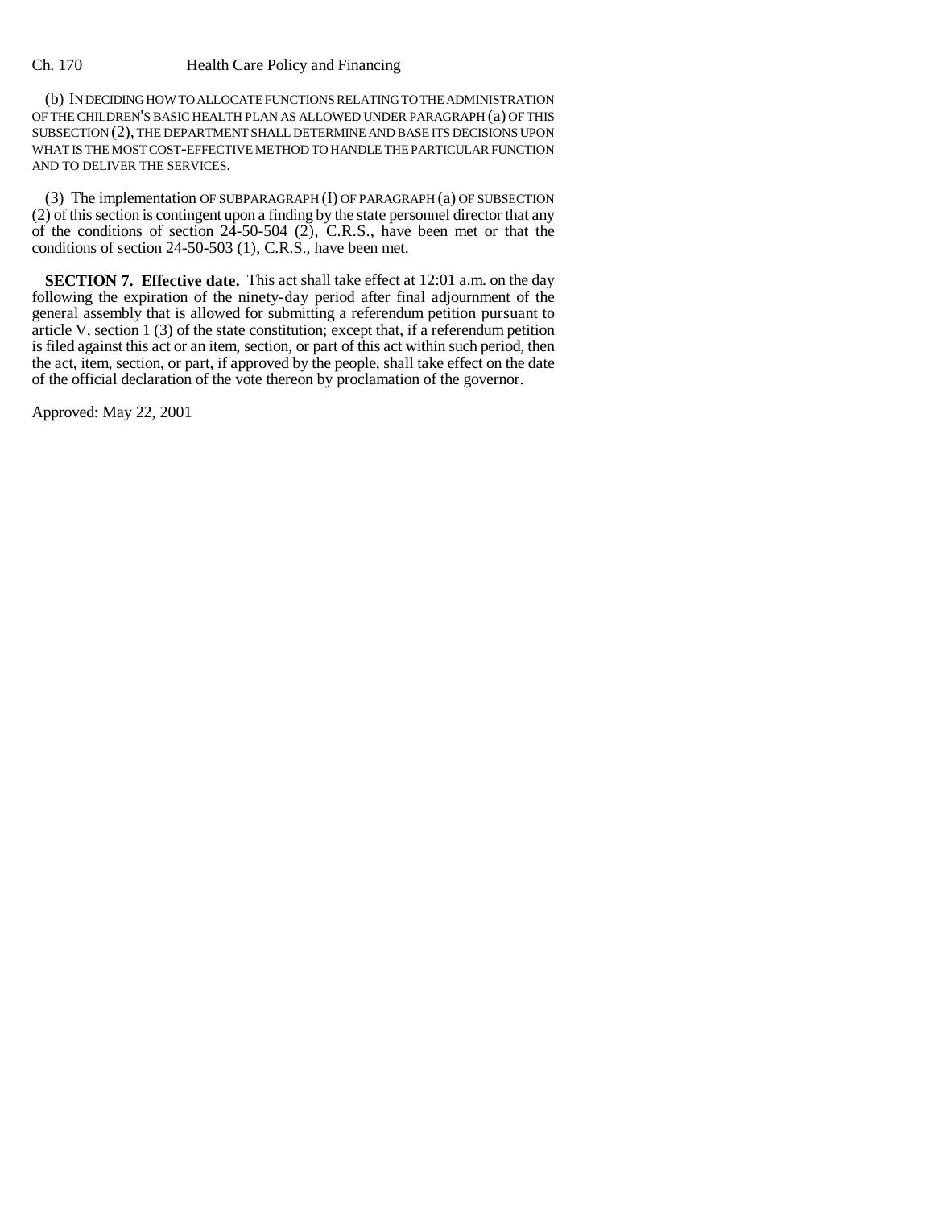(b) IN DECIDING HOW TO ALLOCATE FUNCTIONS RELATING TO THE ADMINISTRATION OF THE CHILDREN'S BASIC HEALTH PLAN AS ALLOWED UNDER PARAGRAPH (a) OF THIS SUBSECTION (2), THE DEPARTMENT SHALL DETERMINE AND BASE ITS DECISIONS UPON WHAT IS THE MOST COST-EFFECTIVE METHOD TO HANDLE THE PARTICULAR FUNCTION AND TO DELIVER THE SERVICES.

(3) The implementation OF SUBPARAGRAPH (I) OF PARAGRAPH (a) OF SUBSECTION (2) of this section is contingent upon a finding by the state personnel director that any of the conditions of section 24-50-504 (2), C.R.S., have been met or that the conditions of section 24-50-503 (1), C.R.S., have been met.

**SECTION 7. Effective date.** This act shall take effect at 12:01 a.m. on the day following the expiration of the ninety-day period after final adjournment of the general assembly that is allowed for submitting a referendum petition pursuant to article V, section 1 (3) of the state constitution; except that, if a referendum petition is filed against this act or an item, section, or part of this act within such period, then the act, item, section, or part, if approved by the people, shall take effect on the date of the official declaration of the vote thereon by proclamation of the governor.

Approved: May 22, 2001